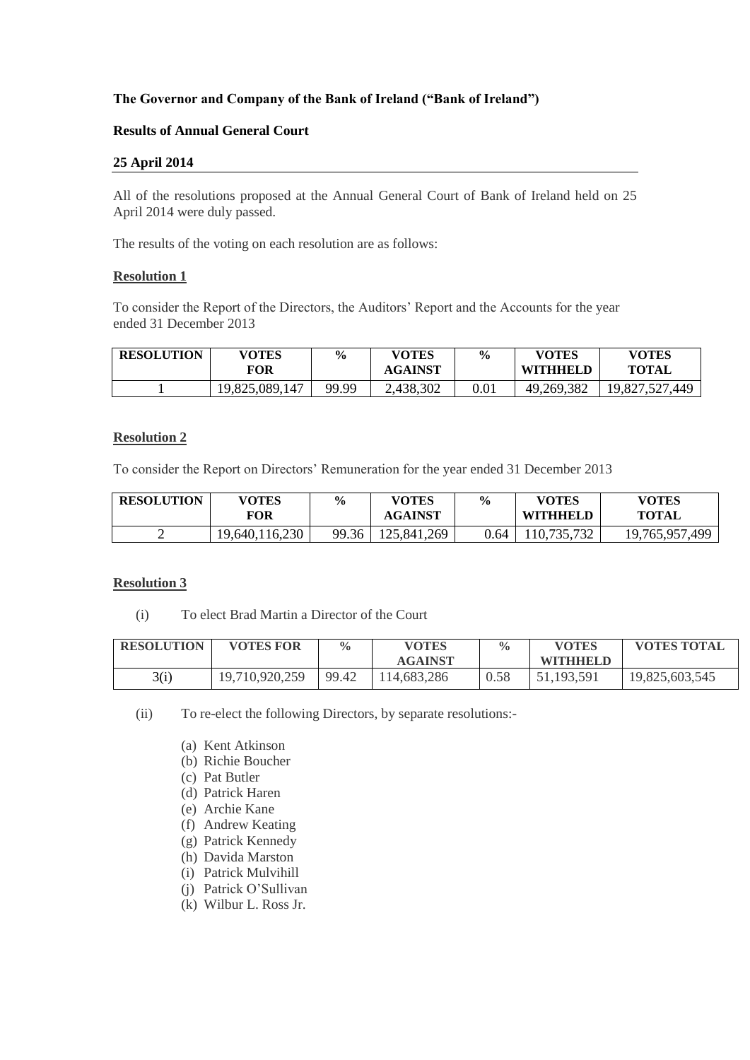**The Governor and Company of the Bank of Ireland ("Bank of Ireland")**

**Results of Annual General Court**

**25 April 2014**

All of the resolutions proposed at the Annual General Court of Bank of Ireland held on 25 April 2014 were duly passed.

The results of the voting on each resolution are as follows:

**Resolution 1**

To consider the Report of the Directors, the Auditors' Report and the Accounts for the year ended 31 December 2013

| RESOLUTION | VOTES FOR | % | VOTES AGAINST | % | VOTES WITHHELD | VOTES TOTAL |
|---|---|---|---|---|---|---|
| 1 | 19,825,089,147 | 99.99 | 2,438,302 | 0.01 | 49,269,382 | 19,827,527,449 |

**Resolution 2**

To consider the Report on Directors' Remuneration for the year ended 31 December 2013

| RESOLUTION | VOTES FOR | % | VOTES AGAINST | % | VOTES WITHHELD | VOTES TOTAL |
|---|---|---|---|---|---|---|
| 2 | 19,640,116,230 | 99.36 | 125,841,269 | 0.64 | 110,735,732 | 19,765,957,499 |

**Resolution 3**

(i) To elect Brad Martin a Director of the Court

| RESOLUTION | VOTES FOR | % | VOTES AGAINST | % | VOTES WITHHELD | VOTES TOTAL |
|---|---|---|---|---|---|---|
| 3(i) | 19,710,920,259 | 99.42 | 114,683,286 | 0.58 | 51,193,591 | 19,825,603,545 |

(ii) To re-elect the following Directors, by separate resolutions:-

(a) Kent Atkinson
(b) Richie Boucher
(c) Pat Butler
(d) Patrick Haren
(e) Archie Kane
(f) Andrew Keating
(g) Patrick Kennedy
(h) Davida Marston
(i) Patrick Mulvihill
(j) Patrick O'Sullivan
(k) Wilbur L. Ross Jr.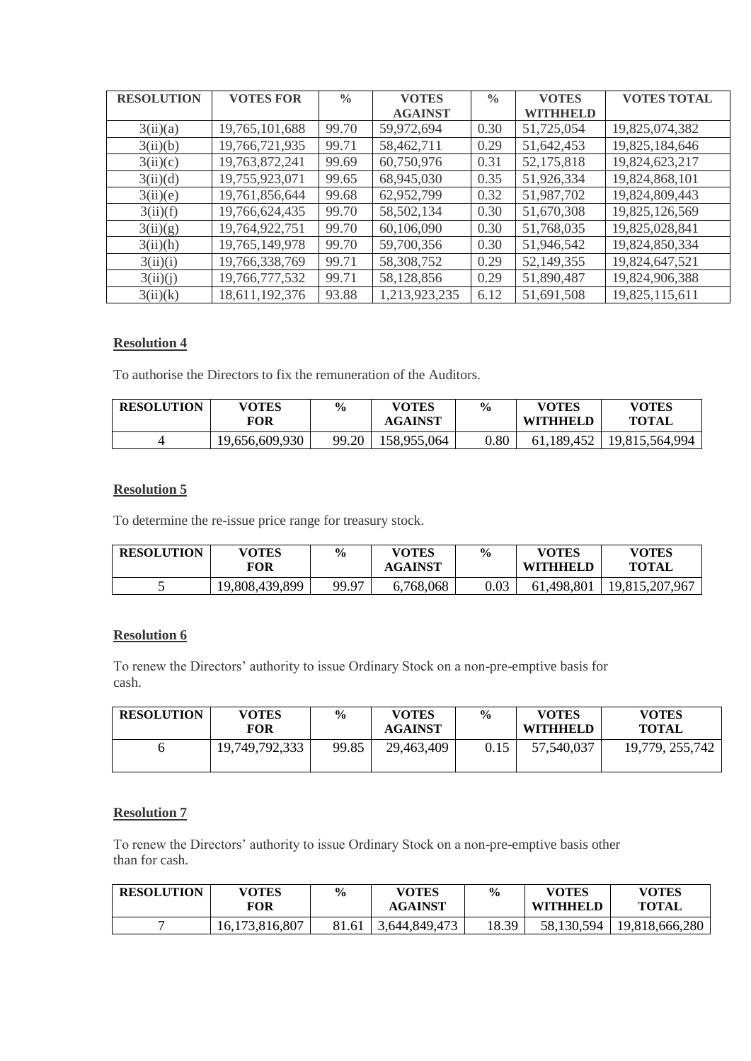| RESOLUTION | VOTES FOR | % | VOTES AGAINST | % | VOTES WITHHELD | VOTES TOTAL |
|---|---|---|---|---|---|---|
| 3(ii)(a) | 19,765,101,688 | 99.70 | 59,972,694 | 0.30 | 51,725,054 | 19,825,074,382 |
| 3(ii)(b) | 19,766,721,935 | 99.71 | 58,462,711 | 0.29 | 51,642,453 | 19,825,184,646 |
| 3(ii)(c) | 19,763,872,241 | 99.69 | 60,750,976 | 0.31 | 52,175,818 | 19,824,623,217 |
| 3(ii)(d) | 19,755,923,071 | 99.65 | 68,945,030 | 0.35 | 51,926,334 | 19,824,868,101 |
| 3(ii)(e) | 19,761,856,644 | 99.68 | 62,952,799 | 0.32 | 51,987,702 | 19,824,809,443 |
| 3(ii)(f) | 19,766,624,435 | 99.70 | 58,502,134 | 0.30 | 51,670,308 | 19,825,126,569 |
| 3(ii)(g) | 19,764,922,751 | 99.70 | 60,106,090 | 0.30 | 51,768,035 | 19,825,028,841 |
| 3(ii)(h) | 19,765,149,978 | 99.70 | 59,700,356 | 0.30 | 51,946,542 | 19,824,850,334 |
| 3(ii)(i) | 19,766,338,769 | 99.71 | 58,308,752 | 0.29 | 52,149,355 | 19,824,647,521 |
| 3(ii)(j) | 19,766,777,532 | 99.71 | 58,128,856 | 0.29 | 51,890,487 | 19,824,906,388 |
| 3(ii)(k) | 18,611,192,376 | 93.88 | 1,213,923,235 | 6.12 | 51,691,508 | 19,825,115,611 |

**Resolution 4**

To authorise the Directors to fix the remuneration of the Auditors.

| RESOLUTION | VOTES FOR | % | VOTES AGAINST | % | VOTES WITHHELD | VOTES TOTAL |
|---|---|---|---|---|---|---|
| 4 | 19,656,609,930 | 99.20 | 158,955,064 | 0.80 | 61,189,452 | 19,815,564,994 |

**Resolution 5**

To determine the re-issue price range for treasury stock.

| RESOLUTION | VOTES FOR | % | VOTES AGAINST | % | VOTES WITHHELD | VOTES TOTAL |
|---|---|---|---|---|---|---|
| 5 | 19,808,439,899 | 99.97 | 6,768,068 | 0.03 | 61,498,801 | 19,815,207,967 |

**Resolution 6**

To renew the Directors' authority to issue Ordinary Stock on a non-pre-emptive basis for cash.

| RESOLUTION | VOTES FOR | % | VOTES AGAINST | % | VOTES WITHHELD | VOTES TOTAL |
|---|---|---|---|---|---|---|
| 6 | 19,749,792,333 | 99.85 | 29,463,409 | 0.15 | 57,540,037 | 19,779, 255,742 |

**Resolution 7**

To renew the Directors' authority to issue Ordinary Stock on a non-pre-emptive basis other than for cash.

| RESOLUTION | VOTES FOR | % | VOTES AGAINST | % | VOTES WITHHELD | VOTES TOTAL |
|---|---|---|---|---|---|---|
| 7 | 16,173,816,807 | 81.61 | 3,644,849,473 | 18.39 | 58,130,594 | 19,818,666,280 |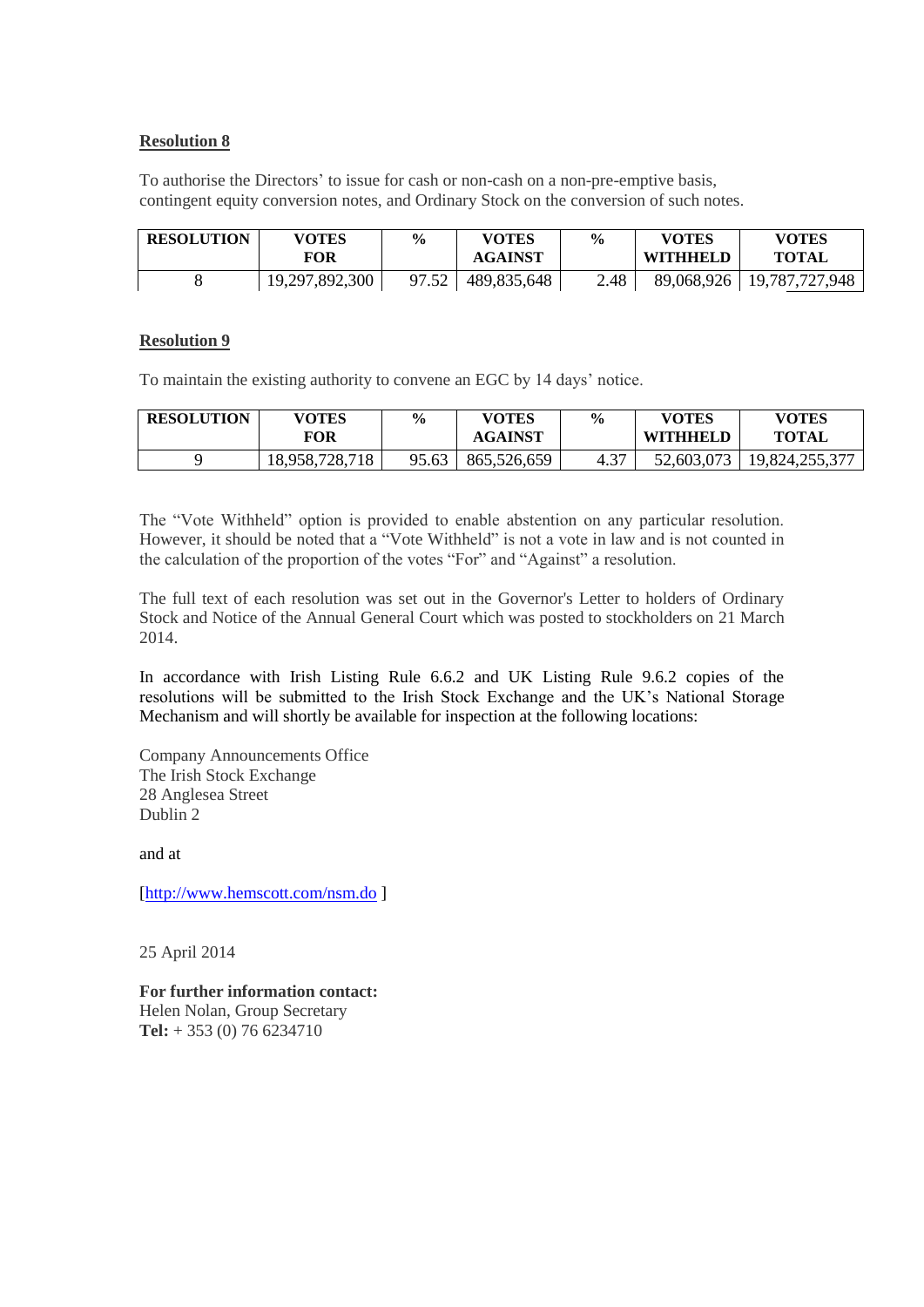**Resolution 8**

To authorise the Directors' to issue for cash or non-cash on a non-pre-emptive basis, contingent equity conversion notes, and Ordinary Stock on the conversion of such notes.

| RESOLUTION | VOTES FOR | % | VOTES AGAINST | % | VOTES WITHHELD | VOTES TOTAL |
|---|---|---|---|---|---|---|
| 8 | 19,297,892,300 | 97.52 | 489,835,648 | 2.48 | 89,068,926 | 19,787,727,948 |

**Resolution 9**

To maintain the existing authority to convene an EGC by 14 days' notice.

| RESOLUTION | VOTES FOR | % | VOTES AGAINST | % | VOTES WITHHELD | VOTES TOTAL |
|---|---|---|---|---|---|---|
| 9 | 18,958,728,718 | 95.63 | 865,526,659 | 4.37 | 52,603,073 | 19,824,255,377 |

The "Vote Withheld" option is provided to enable abstention on any particular resolution. However, it should be noted that a "Vote Withheld" is not a vote in law and is not counted in the calculation of the proportion of the votes "For" and "Against" a resolution.

The full text of each resolution was set out in the Governor's Letter to holders of Ordinary Stock and Notice of the Annual General Court which was posted to stockholders on 21 March 2014.

In accordance with Irish Listing Rule 6.6.2 and UK Listing Rule 9.6.2 copies of the resolutions will be submitted to the Irish Stock Exchange and the UK's National Storage Mechanism and will shortly be available for inspection at the following locations:

Company Announcements Office
The Irish Stock Exchange
28 Anglesea Street
Dublin 2

and at

[http://www.hemscott.com/nsm.do ]

25 April 2014

**For further information contact:**
Helen Nolan, Group Secretary
**Tel:** + 353 (0) 76 6234710